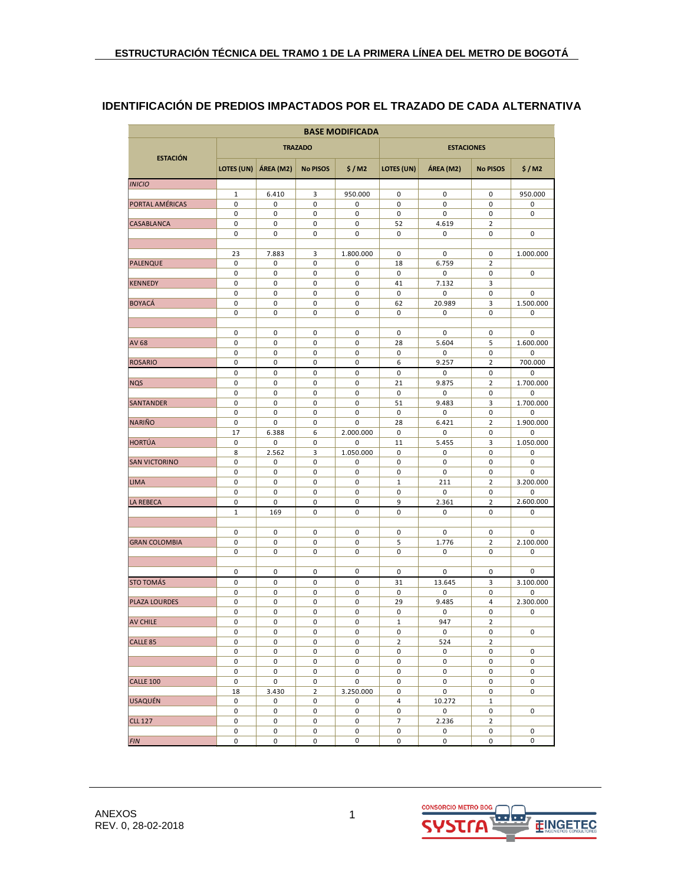## IDENTIFICACIÓN DE PREDIOS IMPACTADOS POR EL TRAZADO DE CADA ALTERNATIVA

| BASE MODIFICADA | | | | | | | | |
|---|---|---|---|---|---|---|---|---|
| ESTACIÓN | TRAZADO | | | | ESTACIONES | | | |
| | LOTES (UN) | ÁREA (M2) | No PISOS | $ / M2 | LOTES (UN) | ÁREA (M2) | No PISOS | $ / M2 |
| *INICIO* | | | | | | | | |
| | 1 | 6.410 | 3 | 950.000 | 0 | 0 | 0 | 950.000 |
| PORTAL AMÉRICAS | 0 | 0 | 0 | 0 | 0 | 0 | 0 | 0 |
| | 0 | 0 | 0 | 0 | 0 | 0 | 0 | 0 |
| CASABLANCA | 0 | 0 | 0 | 0 | 52 | 4.619 | 2 | |
| | 0 | 0 | 0 | 0 | 0 | 0 | 0 | 0 |
| | | | | | | | | |
| | 23 | 7.883 | 3 | 1.800.000 | 0 | 0 | 0 | 1.000.000 |
| PALENQUE | 0 | 0 | 0 | 0 | 18 | 6.759 | 2 | |
| | 0 | 0 | 0 | 0 | 0 | 0 | 0 | 0 |
| KENNEDY | 0 | 0 | 0 | 0 | 41 | 7.132 | 3 | |
| | 0 | 0 | 0 | 0 | 0 | 0 | 0 | 0 |
| BOYACÁ | 0 | 0 | 0 | 0 | 62 | 20.989 | 3 | 1.500.000 |
| | 0 | 0 | 0 | 0 | 0 | 0 | 0 | 0 |
| | | | | | | | | |
| | 0 | 0 | 0 | 0 | 0 | 0 | 0 | 0 |
| AV 68 | 0 | 0 | 0 | 0 | 28 | 5.604 | 5 | 1.600.000 |
| | 0 | 0 | 0 | 0 | 0 | 0 | 0 | 0 |
| ROSARIO | 0 | 0 | 0 | 0 | 6 | 9.257 | 2 | 700.000 |
| | 0 | 0 | 0 | 0 | 0 | 0 | 0 | 0 |
| NQS | 0 | 0 | 0 | 0 | 21 | 9.875 | 2 | 1.700.000 |
| | 0 | 0 | 0 | 0 | 0 | 0 | 0 | 0 |
| SANTANDER | 0 | 0 | 0 | 0 | 51 | 9.483 | 3 | 1.700.000 |
| | 0 | 0 | 0 | 0 | 0 | 0 | 0 | 0 |
| NARIÑO | 0 | 0 | 0 | 0 | 28 | 6.421 | 2 | 1.900.000 |
| | 17 | 6.388 | 6 | 2.000.000 | 0 | 0 | 0 | 0 |
| HORTÚA | 0 | 0 | 0 | 0 | 11 | 5.455 | 3 | 1.050.000 |
| | 8 | 2.562 | 3 | 1.050.000 | 0 | 0 | 0 | 0 |
| SAN VICTORINO | 0 | 0 | 0 | 0 | 0 | 0 | 0 | 0 |
| | 0 | 0 | 0 | 0 | 0 | 0 | 0 | 0 |
| LIMA | 0 | 0 | 0 | 0 | 1 | 211 | 2 | 3.200.000 |
| | 0 | 0 | 0 | 0 | 0 | 0 | 0 | 0 |
| LA REBECA | 0 | 0 | 0 | 0 | 9 | 2.361 | 2 | 2.600.000 |
| | 1 | 169 | 0 | 0 | 0 | 0 | 0 | 0 |
| | | | | | | | | |
| | 0 | 0 | 0 | 0 | 0 | 0 | 0 | 0 |
| GRAN COLOMBIA | 0 | 0 | 0 | 0 | 5 | 1.776 | 2 | 2.100.000 |
| | 0 | 0 | 0 | 0 | 0 | 0 | 0 | 0 |
| | | | | | | | | |
| | 0 | 0 | 0 | 0 | 0 | 0 | 0 | 0 |
| STO TOMÁS | 0 | 0 | 0 | 0 | 31 | 13.645 | 3 | 3.100.000 |
| | 0 | 0 | 0 | 0 | 0 | 0 | 0 | 0 |
| PLAZA LOURDES | 0 | 0 | 0 | 0 | 29 | 9.485 | 4 | 2.300.000 |
| | 0 | 0 | 0 | 0 | 0 | 0 | 0 | 0 |
| AV CHILE | 0 | 0 | 0 | 0 | 1 | 947 | 2 | |
| | 0 | 0 | 0 | 0 | 0 | 0 | 0 | 0 |
| CALLE 85 | 0 | 0 | 0 | 0 | 2 | 524 | 2 | |
| | 0 | 0 | 0 | 0 | 0 | 0 | 0 | 0 |
| | 0 | 0 | 0 | 0 | 0 | 0 | 0 | 0 |
| | 0 | 0 | 0 | 0 | 0 | 0 | 0 | 0 |
| CALLE 100 | 0 | 0 | 0 | 0 | 0 | 0 | 0 | 0 |
| | 18 | 3.430 | 2 | 3.250.000 | 0 | 0 | 0 | 0 |
| USAQUÉN | 0 | 0 | 0 | 0 | 4 | 10.272 | 1 | |
| | 0 | 0 | 0 | 0 | 0 | 0 | 0 | 0 |
| CLL 127 | 0 | 0 | 0 | 0 | 7 | 2.236 | 2 | |
| | 0 | 0 | 0 | 0 | 0 | 0 | 0 | 0 |
| *FIN* | 0 | 0 | 0 | 0 | 0 | 0 | 0 | 0 |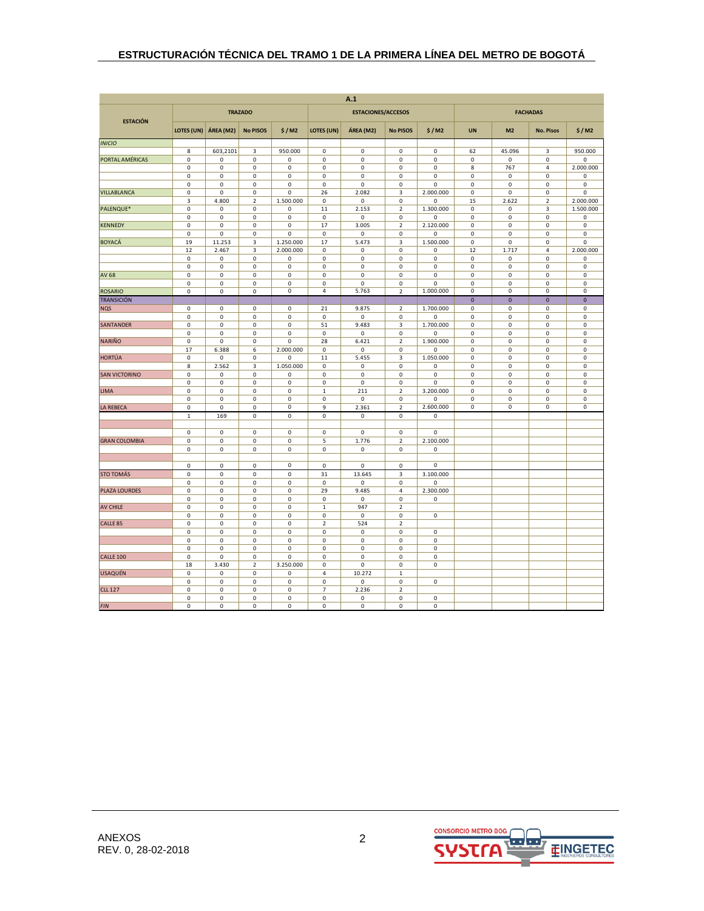| A.1 | | | | | | | | | | | | |
|---|---|---|---|---|---|---|---|---|---|---|---|---|
| ESTACIÓN | TRAZADO | | | | ESTACIONES/ACCESOS | | | | FACHADAS | | | |
| | LOTES (UN) | ÁREA (M2) | No PISOS | $ / M2 | LOTES (UN) | ÁREA (M2) | No PISOS | $ / M2 | UN | M2 | No. Pisos | $ / M2 |
| *INICIO* | | | | | | | | | | | | |
| | 8 | 603,2101 | 3 | 950.000 | 0 | 0 | 0 | 0 | 62 | 45.096 | 3 | 950.000 |
| PORTAL AMÉRICAS | 0 | 0 | 0 | 0 | 0 | 0 | 0 | 0 | 0 | 0 | 0 | 0 |
| | 0 | 0 | 0 | 0 | 0 | 0 | 0 | 0 | 8 | 767 | 4 | 2.000.000 |
| | 0 | 0 | 0 | 0 | 0 | 0 | 0 | 0 | 0 | 0 | 0 | 0 |
| | 0 | 0 | 0 | 0 | 0 | 0 | 0 | 0 | 0 | 0 | 0 | 0 |
| VILLABLANCA | 0 | 0 | 0 | 0 | 26 | 2.082 | 3 | 2.000.000 | 0 | 0 | 0 | 0 |
| | 3 | 4.800 | 2 | 1.500.000 | 0 | 0 | 0 | 0 | 15 | 2.622 | 2 | 2.000.000 |
| PALENQUE* | 0 | 0 | 0 | 0 | 11 | 2.153 | 2 | 1.300.000 | 0 | 0 | 3 | 1.500.000 |
| | 0 | 0 | 0 | 0 | 0 | 0 | 0 | 0 | 0 | 0 | 0 | 0 |
| KENNEDY | 0 | 0 | 0 | 0 | 17 | 3.005 | 2 | 2.120.000 | 0 | 0 | 0 | 0 |
| | 0 | 0 | 0 | 0 | 0 | 0 | 0 | 0 | 0 | 0 | 0 | 0 |
| BOYACÁ | 19 | 11.253 | 3 | 1.250.000 | 17 | 5.473 | 3 | 1.500.000 | 0 | 0 | 0 | 0 |
| | 12 | 2.467 | 3 | 2.000.000 | 0 | 0 | 0 | 0 | 12 | 1.717 | 4 | 2.000.000 |
| | 0 | 0 | 0 | 0 | 0 | 0 | 0 | 0 | 0 | 0 | 0 | 0 |
| | 0 | 0 | 0 | 0 | 0 | 0 | 0 | 0 | 0 | 0 | 0 | 0 |
| AV 68 | 0 | 0 | 0 | 0 | 0 | 0 | 0 | 0 | 0 | 0 | 0 | 0 |
| | 0 | 0 | 0 | 0 | 0 | 0 | 0 | 0 | 0 | 0 | 0 | 0 |
| ROSARIO | 0 | 0 | 0 | 0 | 4 | 5.763 | 2 | 1.000.000 | 0 | 0 | 0 | 0 |
| TRANSICIÓN | | | | | | | | | 0 | 0 | 0 | 0 |
| NQS | 0 | 0 | 0 | 0 | 21 | 9.875 | 2 | 1.700.000 | 0 | 0 | 0 | 0 |
| | 0 | 0 | 0 | 0 | 0 | 0 | 0 | 0 | 0 | 0 | 0 | 0 |
| SANTANDER | 0 | 0 | 0 | 0 | 51 | 9.483 | 3 | 1.700.000 | 0 | 0 | 0 | 0 |
| | 0 | 0 | 0 | 0 | 0 | 0 | 0 | 0 | 0 | 0 | 0 | 0 |
| NARIÑO | 0 | 0 | 0 | 0 | 28 | 6.421 | 2 | 1.900.000 | 0 | 0 | 0 | 0 |
| | 17 | 6.388 | 6 | 2.000.000 | 0 | 0 | 0 | 0 | 0 | 0 | 0 | 0 |
| HORTÚA | 0 | 0 | 0 | 0 | 11 | 5.455 | 3 | 1.050.000 | 0 | 0 | 0 | 0 |
| | 8 | 2.562 | 3 | 1.050.000 | 0 | 0 | 0 | 0 | 0 | 0 | 0 | 0 |
| SAN VICTORINO | 0 | 0 | 0 | 0 | 0 | 0 | 0 | 0 | 0 | 0 | 0 | 0 |
| | 0 | 0 | 0 | 0 | 0 | 0 | 0 | 0 | 0 | 0 | 0 | 0 |
| LIMA | 0 | 0 | 0 | 0 | 1 | 211 | 2 | 3.200.000 | 0 | 0 | 0 | 0 |
| | 0 | 0 | 0 | 0 | 0 | 0 | 0 | 0 | 0 | 0 | 0 | 0 |
| LA REBECA | 0 | 0 | 0 | 0 | 9 | 2.361 | 2 | 2.600.000 | 0 | 0 | 0 | 0 |
| | 1 | 169 | 0 | 0 | 0 | 0 | 0 | 0 | | | | |
| | | | | | | | | | | | | |
| | 0 | 0 | 0 | 0 | 0 | 0 | 0 | 0 | | | | |
| GRAN COLOMBIA | 0 | 0 | 0 | 0 | 5 | 1.776 | 2 | 2.100.000 | | | | |
| | 0 | 0 | 0 | 0 | 0 | 0 | 0 | 0 | | | | |
| | | | | | | | | | | | | |
| | 0 | 0 | 0 | 0 | 0 | 0 | 0 | 0 | | | | |
| STO TOMÁS | 0 | 0 | 0 | 0 | 31 | 13.645 | 3 | 3.100.000 | | | | |
| | 0 | 0 | 0 | 0 | 0 | 0 | 0 | 0 | | | | |
| PLAZA LOURDES | 0 | 0 | 0 | 0 | 29 | 9.485 | 4 | 2.300.000 | | | | |
| | 0 | 0 | 0 | 0 | 0 | 0 | 0 | 0 | | | | |
| AV CHILE | 0 | 0 | 0 | 0 | 1 | 947 | 2 | | | | | |
| | 0 | 0 | 0 | 0 | 0 | 0 | 0 | 0 | | | | |
| CALLE 85 | 0 | 0 | 0 | 0 | 2 | 524 | 2 | | | | | |
| | 0 | 0 | 0 | 0 | 0 | 0 | 0 | 0 | | | | |
| | 0 | 0 | 0 | 0 | 0 | 0 | 0 | 0 | | | | |
| | 0 | 0 | 0 | 0 | 0 | 0 | 0 | 0 | | | | |
| CALLE 100 | 0 | 0 | 0 | 0 | 0 | 0 | 0 | 0 | | | | |
| | 18 | 3.430 | 2 | 3.250.000 | 0 | 0 | 0 | 0 | | | | |
| USAQUÉN | 0 | 0 | 0 | 0 | 4 | 10.272 | 1 | | | | | |
| | 0 | 0 | 0 | 0 | 0 | 0 | 0 | 0 | | | | |
| CLL 127 | 0 | 0 | 0 | 0 | 7 | 2.236 | 2 | | | | | |
| | 0 | 0 | 0 | 0 | 0 | 0 | 0 | 0 | | | | |
| *FIN* | 0 | 0 | 0 | 0 | 0 | 0 | 0 | 0 | | | | |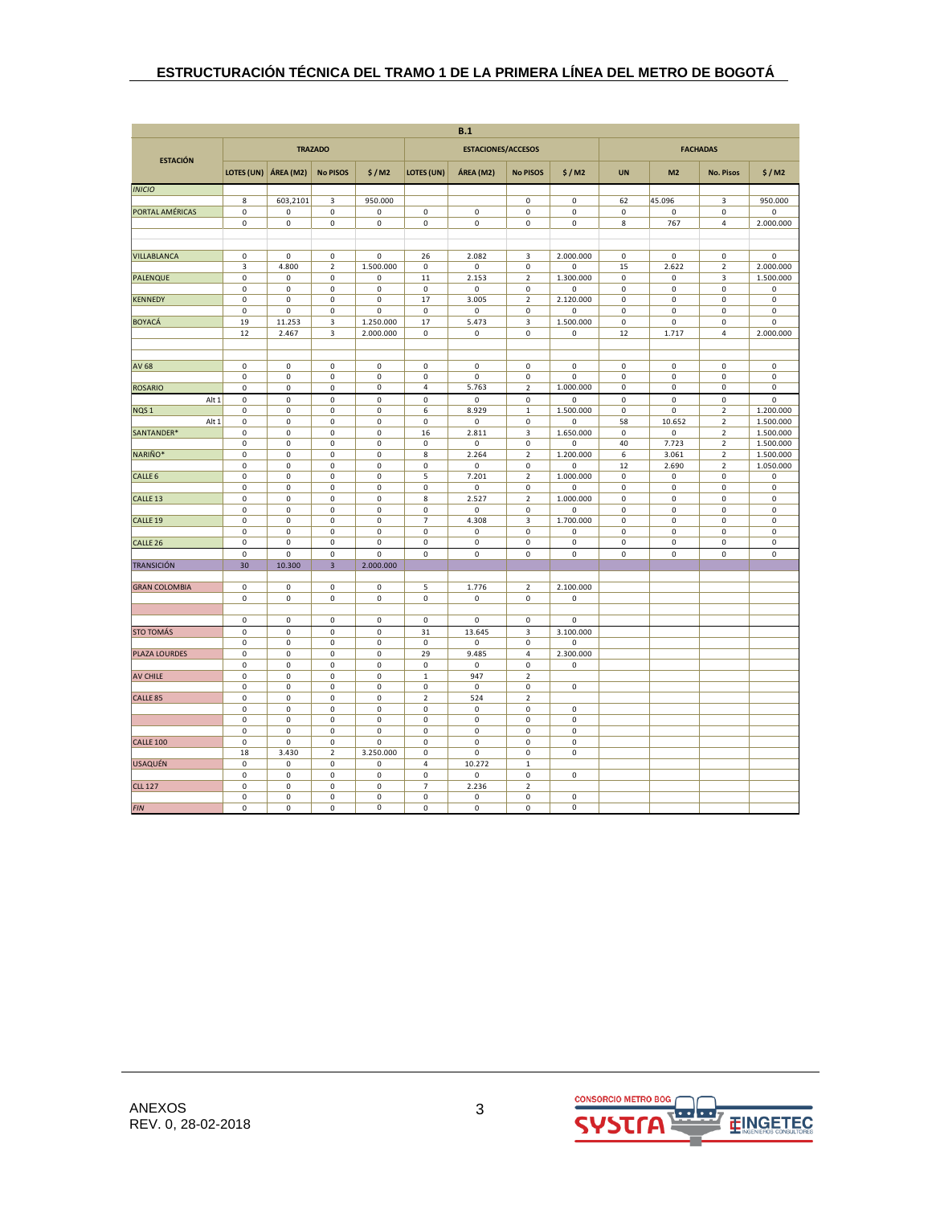| ESTACIÓN | B.1 | | | | | | | | | | | |
|---|---|---|---|---|---|---|---|---|---|---|---|---|
| | TRAZADO | | | | ESTACIONES/ACCESOS | | | | FACHADAS | | | |
| | LOTES (UN) | ÁREA (M2) | No PISOS | $ / M2 | LOTES (UN) | ÁREA (M2) | No PISOS | $ / M2 | UN | M2 | No. Pisos | $ / M2 |
| *INICIO* | | | | | | | | | | | | |
| | 8 | 603,2101 | 3 | 950.000 | | | 0 | 0 | 62 | 45.096 | 3 | 950.000 |
| PORTAL AMÉRICAS | 0 | 0 | 0 | 0 | 0 | 0 | 0 | 0 | 0 | 0 | 0 | 0 |
| | 0 | 0 | 0 | 0 | 0 | 0 | 0 | 0 | 8 | 767 | 4 | 2.000.000 |
| | | | | | | | | | | | | |
| | | | | | | | | | | | | |
| VILLABLANCA | 0 | 0 | 0 | 0 | 26 | 2.082 | 3 | 2.000.000 | 0 | 0 | 0 | 0 |
| | 3 | 4.800 | 2 | 1.500.000 | 0 | 0 | 0 | 0 | 15 | 2.622 | 2 | 2.000.000 |
| PALENQUE | 0 | 0 | 0 | 0 | 11 | 2.153 | 2 | 1.300.000 | 0 | 0 | 3 | 1.500.000 |
| | 0 | 0 | 0 | 0 | 0 | 0 | 0 | 0 | 0 | 0 | 0 | 0 |
| KENNEDY | 0 | 0 | 0 | 0 | 17 | 3.005 | 2 | 2.120.000 | 0 | 0 | 0 | 0 |
| | 0 | 0 | 0 | 0 | 0 | 0 | 0 | 0 | 0 | 0 | 0 | 0 |
| BOYACÁ | 19 | 11.253 | 3 | 1.250.000 | 17 | 5.473 | 3 | 1.500.000 | 0 | 0 | 0 | 0 |
| | 12 | 2.467 | 3 | 2.000.000 | 0 | 0 | 0 | 0 | 12 | 1.717 | 4 | 2.000.000 |
| | | | | | | | | | | | | |
| | | | | | | | | | | | | |
| AV 68 | 0 | 0 | 0 | 0 | 0 | 0 | 0 | 0 | 0 | 0 | 0 | 0 |
| | 0 | 0 | 0 | 0 | 0 | 0 | 0 | 0 | 0 | 0 | 0 | 0 |
| ROSARIO | 0 | 0 | 0 | 0 | 4 | 5.763 | 2 | 1.000.000 | 0 | 0 | 0 | 0 |
| Alt 1 | 0 | 0 | 0 | 0 | 0 | 0 | 0 | 0 | 0 | 0 | 0 | 0 |
| NQS 1 | 0 | 0 | 0 | 0 | 6 | 8.929 | 1 | 1.500.000 | 0 | 0 | 2 | 1.200.000 |
| Alt 1 | 0 | 0 | 0 | 0 | 0 | 0 | 0 | 0 | 58 | 10.652 | 2 | 1.500.000 |
| SANTANDER* | 0 | 0 | 0 | 0 | 16 | 2.811 | 3 | 1.650.000 | 0 | 0 | 2 | 1.500.000 |
| | 0 | 0 | 0 | 0 | 0 | 0 | 0 | 0 | 40 | 7.723 | 2 | 1.500.000 |
| NARIÑO* | 0 | 0 | 0 | 0 | 8 | 2.264 | 2 | 1.200.000 | 6 | 3.061 | 2 | 1.500.000 |
| | 0 | 0 | 0 | 0 | 0 | 0 | 0 | 0 | 12 | 2.690 | 2 | 1.050.000 |
| CALLE 6 | 0 | 0 | 0 | 0 | 5 | 7.201 | 2 | 1.000.000 | 0 | 0 | 0 | 0 |
| | 0 | 0 | 0 | 0 | 0 | 0 | 0 | 0 | 0 | 0 | 0 | 0 |
| CALLE 13 | 0 | 0 | 0 | 0 | 8 | 2.527 | 2 | 1.000.000 | 0 | 0 | 0 | 0 |
| | 0 | 0 | 0 | 0 | 0 | 0 | 0 | 0 | 0 | 0 | 0 | 0 |
| CALLE 19 | 0 | 0 | 0 | 0 | 7 | 4.308 | 3 | 1.700.000 | 0 | 0 | 0 | 0 |
| | 0 | 0 | 0 | 0 | 0 | 0 | 0 | 0 | 0 | 0 | 0 | 0 |
| CALLE 26 | 0 | 0 | 0 | 0 | 0 | 0 | 0 | 0 | 0 | 0 | 0 | 0 |
| | 0 | 0 | 0 | 0 | 0 | 0 | 0 | 0 | 0 | 0 | 0 | 0 |
| TRANSICIÓN | 30 | 10.300 | 3 | 2.000.000 | | | | | | | | |
| | | | | | | | | | | | | |
| GRAN COLOMBIA | 0 | 0 | 0 | 0 | 5 | 1.776 | 2 | 2.100.000 | | | | |
| | 0 | 0 | 0 | 0 | 0 | 0 | 0 | 0 | | | | |
| | | | | | | | | | | | | |
| | 0 | 0 | 0 | 0 | 0 | 0 | 0 | 0 | | | | |
| STO TOMÁS | 0 | 0 | 0 | 0 | 31 | 13.645 | 3 | 3.100.000 | | | | |
| | 0 | 0 | 0 | 0 | 0 | 0 | 0 | 0 | | | | |
| PLAZA LOURDES | 0 | 0 | 0 | 0 | 29 | 9.485 | 4 | 2.300.000 | | | | |
| | 0 | 0 | 0 | 0 | 0 | 0 | 0 | 0 | | | | |
| AV CHILE | 0 | 0 | 0 | 0 | 1 | 947 | 2 | | | | | |
| | 0 | 0 | 0 | 0 | 0 | 0 | 0 | 0 | | | | |
| CALLE 85 | 0 | 0 | 0 | 0 | 2 | 524 | 2 | | | | | |
| | 0 | 0 | 0 | 0 | 0 | 0 | 0 | 0 | | | | |
| | 0 | 0 | 0 | 0 | 0 | 0 | 0 | 0 | | | | |
| | 0 | 0 | 0 | 0 | 0 | 0 | 0 | 0 | | | | |
| CALLE 100 | 0 | 0 | 0 | 0 | 0 | 0 | 0 | 0 | | | | |
| | 18 | 3.430 | 2 | 3.250.000 | 0 | 0 | 0 | 0 | | | | |
| USAQUÉN | 0 | 0 | 0 | 0 | 4 | 10.272 | 1 | | | | | |
| | 0 | 0 | 0 | 0 | 0 | 0 | 0 | 0 | | | | |
| CLL 127 | 0 | 0 | 0 | 0 | 7 | 2.236 | 2 | | | | | |
| | 0 | 0 | 0 | 0 | 0 | 0 | 0 | 0 | | | | |
| *FIN* | 0 | 0 | 0 | 0 | 0 | 0 | 0 | 0 | | | | |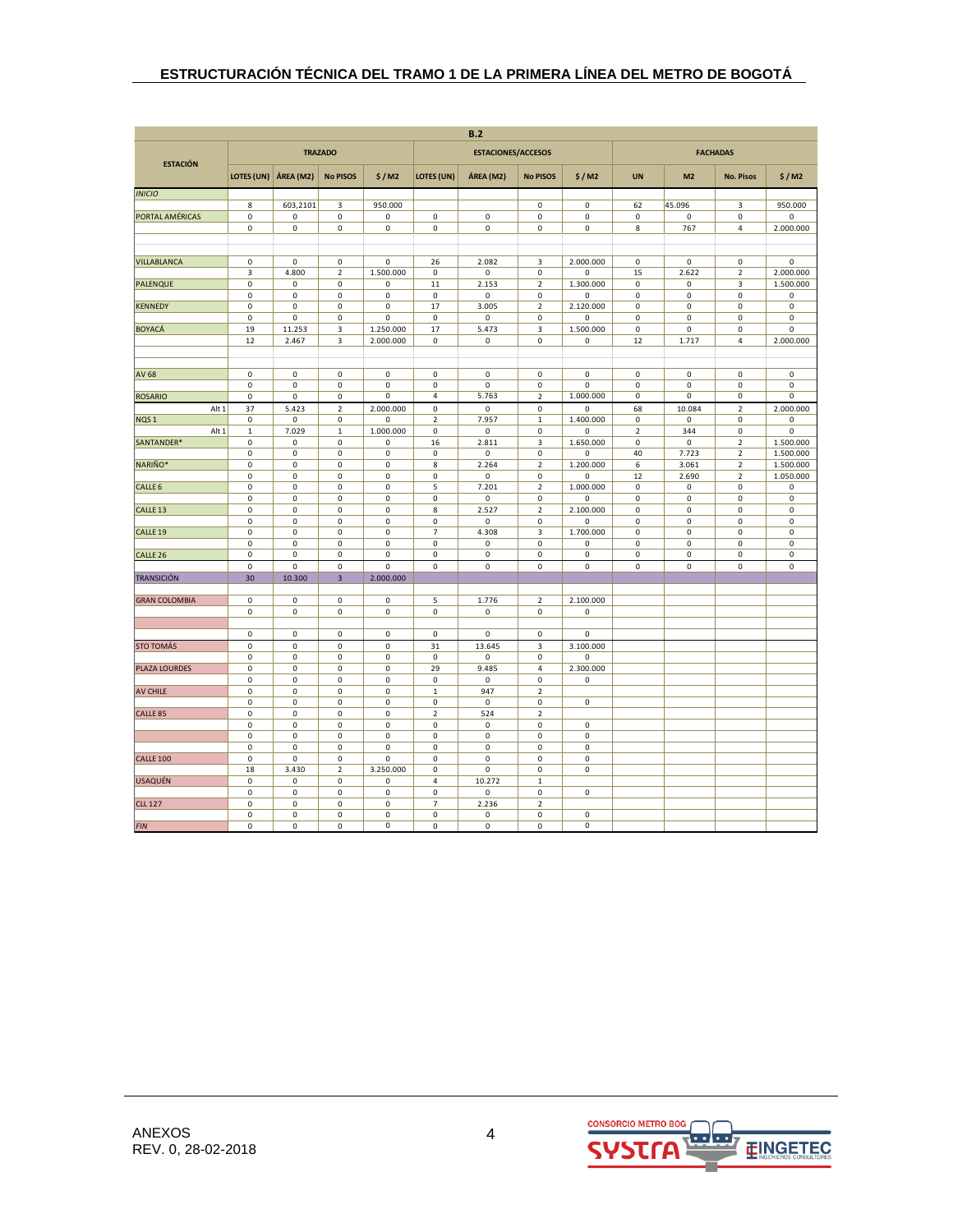| ESTACIÓN | B.2 | | | | | | | | | | | |
|---|---|---|---|---|---|---|---|---|---|---|---|---|
| | TRAZADO | | | | ESTACIONES/ACCESOS | | | | FACHADAS | | | |
| | LOTES (UN) | ÁREA (M2) | No PISOS | $ / M2 | LOTES (UN) | ÁREA (M2) | No PISOS | $ / M2 | UN | M2 | No. Pisos | $ / M2 |
| *INICIO* | | | | | | | | | | | | |
| | 8 | 603,2101 | 3 | 950.000 | | | 0 | 0 | 62 | 45.096 | 3 | 950.000 |
| PORTAL AMÉRICAS | 0 | 0 | 0 | 0 | 0 | 0 | 0 | 0 | 0 | 0 | 0 | 0 |
| | 0 | 0 | 0 | 0 | 0 | 0 | 0 | 0 | 8 | 767 | 4 | 2.000.000 |
| | | | | | | | | | | | | |
| | | | | | | | | | | | | |
| VILLABLANCA | 0 | 0 | 0 | 0 | 26 | 2.082 | 3 | 2.000.000 | 0 | 0 | 0 | 0 |
| | 3 | 4.800 | 2 | 1.500.000 | 0 | 0 | 0 | 0 | 15 | 2.622 | 2 | 2.000.000 |
| PALENQUE | 0 | 0 | 0 | 0 | 11 | 2.153 | 2 | 1.300.000 | 0 | 0 | 3 | 1.500.000 |
| | 0 | 0 | 0 | 0 | 0 | 0 | 0 | 0 | 0 | 0 | 0 | 0 |
| KENNEDY | 0 | 0 | 0 | 0 | 17 | 3.005 | 2 | 2.120.000 | 0 | 0 | 0 | 0 |
| | 0 | 0 | 0 | 0 | 0 | 0 | 0 | 0 | 0 | 0 | 0 | 0 |
| BOYACÁ | 19 | 11.253 | 3 | 1.250.000 | 17 | 5.473 | 3 | 1.500.000 | 0 | 0 | 0 | 0 |
| | 12 | 2.467 | 3 | 2.000.000 | 0 | 0 | 0 | 0 | 12 | 1.717 | 4 | 2.000.000 |
| | | | | | | | | | | | | |
| | | | | | | | | | | | | |
| AV 68 | 0 | 0 | 0 | 0 | 0 | 0 | 0 | 0 | 0 | 0 | 0 | 0 |
| | 0 | 0 | 0 | 0 | 0 | 0 | 0 | 0 | 0 | 0 | 0 | 0 |
| ROSARIO | 0 | 0 | 0 | 0 | 4 | 5.763 | 2 | 1.000.000 | 0 | 0 | 0 | 0 |
| Alt 1 | 37 | 5.423 | 2 | 2.000.000 | 0 | 0 | 0 | 0 | 68 | 10.084 | 2 | 2.000.000 |
| NQS 1 | 0 | 0 | 0 | 0 | 2 | 7.957 | 1 | 1.400.000 | 0 | 0 | 0 | 0 |
| Alt 1 | 1 | 7.029 | 1 | 1.000.000 | 0 | 0 | 0 | 0 | 2 | 344 | 0 | 0 |
| SANTANDER* | 0 | 0 | 0 | 0 | 16 | 2.811 | 3 | 1.650.000 | 0 | 0 | 2 | 1.500.000 |
| | 0 | 0 | 0 | 0 | 0 | 0 | 0 | 0 | 40 | 7.723 | 2 | 1.500.000 |
| NARIÑO* | 0 | 0 | 0 | 0 | 8 | 2.264 | 2 | 1.200.000 | 6 | 3.061 | 2 | 1.500.000 |
| | 0 | 0 | 0 | 0 | 0 | 0 | 0 | 0 | 12 | 2.690 | 2 | 1.050.000 |
| CALLE 6 | 0 | 0 | 0 | 0 | 5 | 7.201 | 2 | 1.000.000 | 0 | 0 | 0 | 0 |
| | 0 | 0 | 0 | 0 | 0 | 0 | 0 | 0 | 0 | 0 | 0 | 0 |
| CALLE 13 | 0 | 0 | 0 | 0 | 8 | 2.527 | 2 | 2.100.000 | 0 | 0 | 0 | 0 |
| | 0 | 0 | 0 | 0 | 0 | 0 | 0 | 0 | 0 | 0 | 0 | 0 |
| CALLE 19 | 0 | 0 | 0 | 0 | 7 | 4.308 | 3 | 1.700.000 | 0 | 0 | 0 | 0 |
| | 0 | 0 | 0 | 0 | 0 | 0 | 0 | 0 | 0 | 0 | 0 | 0 |
| CALLE 26 | 0 | 0 | 0 | 0 | 0 | 0 | 0 | 0 | 0 | 0 | 0 | 0 |
| | 0 | 0 | 0 | 0 | 0 | 0 | 0 | 0 | 0 | 0 | 0 | 0 |
| TRANSICIÓN | 30 | 10.300 | 3 | 2.000.000 | | | | | | | | |
| | | | | | | | | | | | | |
| GRAN COLOMBIA | 0 | 0 | 0 | 0 | 5 | 1.776 | 2 | 2.100.000 | | | | |
| | 0 | 0 | 0 | 0 | 0 | 0 | 0 | 0 | | | | |
| | | | | | | | | | | | | |
| | 0 | 0 | 0 | 0 | 0 | 0 | 0 | 0 | | | | |
| STO TOMÁS | 0 | 0 | 0 | 0 | 31 | 13.645 | 3 | 3.100.000 | | | | |
| | 0 | 0 | 0 | 0 | 0 | 0 | 0 | 0 | | | | |
| PLAZA LOURDES | 0 | 0 | 0 | 0 | 29 | 9.485 | 4 | 2.300.000 | | | | |
| | 0 | 0 | 0 | 0 | 0 | 0 | 0 | 0 | | | | |
| AV CHILE | 0 | 0 | 0 | 0 | 1 | 947 | 2 | | | | | |
| | 0 | 0 | 0 | 0 | 0 | 0 | 0 | 0 | | | | |
| CALLE 85 | 0 | 0 | 0 | 0 | 2 | 524 | 2 | | | | | |
| | 0 | 0 | 0 | 0 | 0 | 0 | 0 | 0 | | | | |
| | 0 | 0 | 0 | 0 | 0 | 0 | 0 | 0 | | | | |
| | 0 | 0 | 0 | 0 | 0 | 0 | 0 | 0 | | | | |
| CALLE 100 | 0 | 0 | 0 | 0 | 0 | 0 | 0 | 0 | | | | |
| | 18 | 3.430 | 2 | 3.250.000 | 0 | 0 | 0 | 0 | | | | |
| USAQUÉN | 0 | 0 | 0 | 0 | 4 | 10.272 | 1 | | | | | |
| | 0 | 0 | 0 | 0 | 0 | 0 | 0 | 0 | | | | |
| CLL 127 | 0 | 0 | 0 | 0 | 7 | 2.236 | 2 | | | | | |
| | 0 | 0 | 0 | 0 | 0 | 0 | 0 | 0 | | | | |
| *FIN* | 0 | 0 | 0 | 0 | 0 | 0 | 0 | 0 | | | | |

ANEXOS
REV. 0, 28-02-2018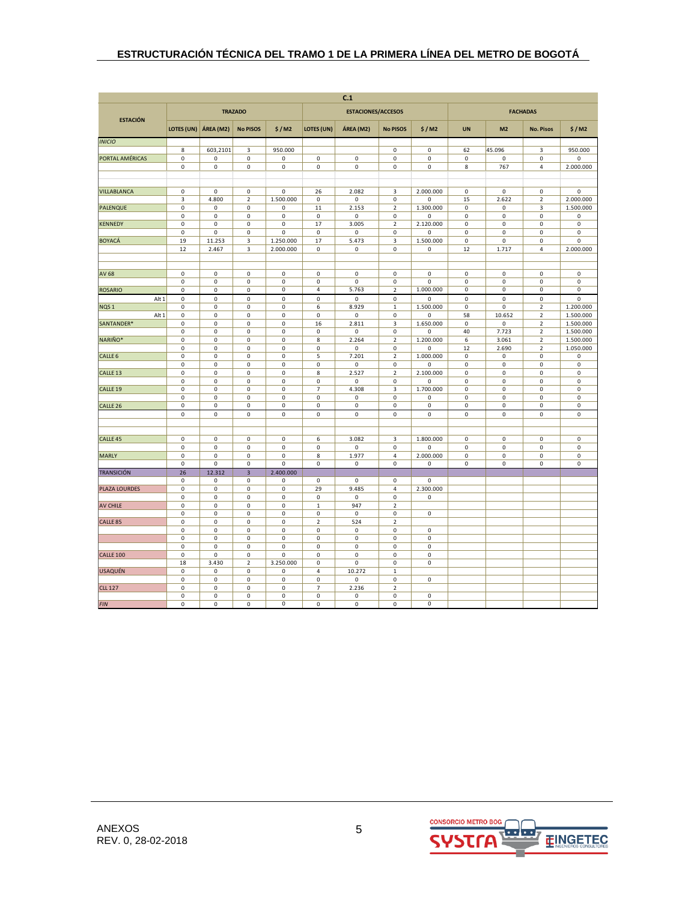| C.1 | | | | | | | | | | | | |
|---|---|---|---|---|---|---|---|---|---|---|---|---|
| ESTACIÓN | TRAZADO | | | | ESTACIONES/ACCESOS | | | | FACHADAS | | | |
| | LOTES (UN) | ÁREA (M2) | No PISOS | $ / M2 | LOTES (UN) | ÁREA (M2) | No PISOS | $ / M2 | UN | M2 | No. Pisos | $ / M2 |
| *INICIO* | | | | | | | | | | | | |
| | 8 | 603,2101 | 3 | 950.000 | | | 0 | 0 | 62 | 45.096 | 3 | 950.000 |
| PORTAL AMÉRICAS | 0 | 0 | 0 | 0 | 0 | 0 | 0 | 0 | 0 | 0 | 0 | 0 |
| | 0 | 0 | 0 | 0 | 0 | 0 | 0 | 0 | 8 | 767 | 4 | 2.000.000 |
| | | | | | | | | | | | | |
| | | | | | | | | | | | | |
| VILLABLANCA | 0 | 0 | 0 | 0 | 26 | 2.082 | 3 | 2.000.000 | 0 | 0 | 0 | 0 |
| | 3 | 4.800 | 2 | 1.500.000 | 0 | 0 | 0 | 0 | 15 | 2.622 | 2 | 2.000.000 |
| PALENQUE | 0 | 0 | 0 | 0 | 11 | 2.153 | 2 | 1.300.000 | 0 | 0 | 3 | 1.500.000 |
| | 0 | 0 | 0 | 0 | 0 | 0 | 0 | 0 | 0 | 0 | 0 | 0 |
| KENNEDY | 0 | 0 | 0 | 0 | 17 | 3.005 | 2 | 2.120.000 | 0 | 0 | 0 | 0 |
| | 0 | 0 | 0 | 0 | 0 | 0 | 0 | 0 | 0 | 0 | 0 | 0 |
| BOYACÁ | 19 | 11.253 | 3 | 1.250.000 | 17 | 5.473 | 3 | 1.500.000 | 0 | 0 | 0 | 0 |
| | 12 | 2.467 | 3 | 2.000.000 | 0 | 0 | 0 | 0 | 12 | 1.717 | 4 | 2.000.000 |
| | | | | | | | | | | | | |
| | | | | | | | | | | | | |
| AV 68 | 0 | 0 | 0 | 0 | 0 | 0 | 0 | 0 | 0 | 0 | 0 | 0 |
| | 0 | 0 | 0 | 0 | 0 | 0 | 0 | 0 | 0 | 0 | 0 | 0 |
| ROSARIO | 0 | 0 | 0 | 0 | 4 | 5.763 | 2 | 1.000.000 | 0 | 0 | 0 | 0 |
| Alt 1 | 0 | 0 | 0 | 0 | 0 | 0 | 0 | 0 | 0 | 0 | 0 | 0 |
| NQS 1 | 0 | 0 | 0 | 0 | 6 | 8.929 | 1 | 1.500.000 | 0 | 0 | 2 | 1.200.000 |
| Alt 1 | 0 | 0 | 0 | 0 | 0 | 0 | 0 | 0 | 58 | 10.652 | 2 | 1.500.000 |
| SANTANDER* | 0 | 0 | 0 | 0 | 16 | 2.811 | 3 | 1.650.000 | 0 | 0 | 2 | 1.500.000 |
| | 0 | 0 | 0 | 0 | 0 | 0 | 0 | 0 | 40 | 7.723 | 2 | 1.500.000 |
| NARIÑO* | 0 | 0 | 0 | 0 | 8 | 2.264 | 2 | 1.200.000 | 6 | 3.061 | 2 | 1.500.000 |
| | 0 | 0 | 0 | 0 | 0 | 0 | 0 | 0 | 12 | 2.690 | 2 | 1.050.000 |
| CALLE 6 | 0 | 0 | 0 | 0 | 5 | 7.201 | 2 | 1.000.000 | 0 | 0 | 0 | 0 |
| | 0 | 0 | 0 | 0 | 0 | 0 | 0 | 0 | 0 | 0 | 0 | 0 |
| CALLE 13 | 0 | 0 | 0 | 0 | 8 | 2.527 | 2 | 2.100.000 | 0 | 0 | 0 | 0 |
| | 0 | 0 | 0 | 0 | 0 | 0 | 0 | 0 | 0 | 0 | 0 | 0 |
| CALLE 19 | 0 | 0 | 0 | 0 | 7 | 4.308 | 3 | 1.700.000 | 0 | 0 | 0 | 0 |
| | 0 | 0 | 0 | 0 | 0 | 0 | 0 | 0 | 0 | 0 | 0 | 0 |
| CALLE 26 | 0 | 0 | 0 | 0 | 0 | 0 | 0 | 0 | 0 | 0 | 0 | 0 |
| | 0 | 0 | 0 | 0 | 0 | 0 | 0 | 0 | 0 | 0 | 0 | 0 |
| | | | | | | | | | | | | |
| | | | | | | | | | | | | |
| CALLE 45 | 0 | 0 | 0 | 0 | 6 | 3.082 | 3 | 1.800.000 | 0 | 0 | 0 | 0 |
| | 0 | 0 | 0 | 0 | 0 | 0 | 0 | 0 | 0 | 0 | 0 | 0 |
| MARLY | 0 | 0 | 0 | 0 | 8 | 1.977 | 4 | 2.000.000 | 0 | 0 | 0 | 0 |
| | 0 | 0 | 0 | 0 | 0 | 0 | 0 | 0 | 0 | 0 | 0 | 0 |
| TRANSICIÓN | 26 | 12.312 | 3 | 2.400.000 | | | | | | | | |
| | 0 | 0 | 0 | 0 | 0 | 0 | 0 | 0 | | | | |
| PLAZA LOURDES | 0 | 0 | 0 | 0 | 29 | 9.485 | 4 | 2.300.000 | | | | |
| | 0 | 0 | 0 | 0 | 0 | 0 | 0 | 0 | | | | |
| AV CHILE | 0 | 0 | 0 | 0 | 1 | 947 | 2 | | | | | |
| | 0 | 0 | 0 | 0 | 0 | 0 | 0 | 0 | | | | |
| CALLE 85 | 0 | 0 | 0 | 0 | 2 | 524 | 2 | | | | | |
| | 0 | 0 | 0 | 0 | 0 | 0 | 0 | 0 | | | | |
| | 0 | 0 | 0 | 0 | 0 | 0 | 0 | 0 | | | | |
| | 0 | 0 | 0 | 0 | 0 | 0 | 0 | 0 | | | | |
| CALLE 100 | 0 | 0 | 0 | 0 | 0 | 0 | 0 | 0 | | | | |
| | 18 | 3.430 | 2 | 3.250.000 | 0 | 0 | 0 | 0 | | | | |
| USAQUÉN | 0 | 0 | 0 | 0 | 4 | 10.272 | 1 | | | | | |
| | 0 | 0 | 0 | 0 | 0 | 0 | 0 | 0 | | | | |
| CLL 127 | 0 | 0 | 0 | 0 | 7 | 2.236 | 2 | | | | | |
| | 0 | 0 | 0 | 0 | 0 | 0 | 0 | 0 | | | | |
| *FIN* | 0 | 0 | 0 | 0 | 0 | 0 | 0 | 0 | | | | |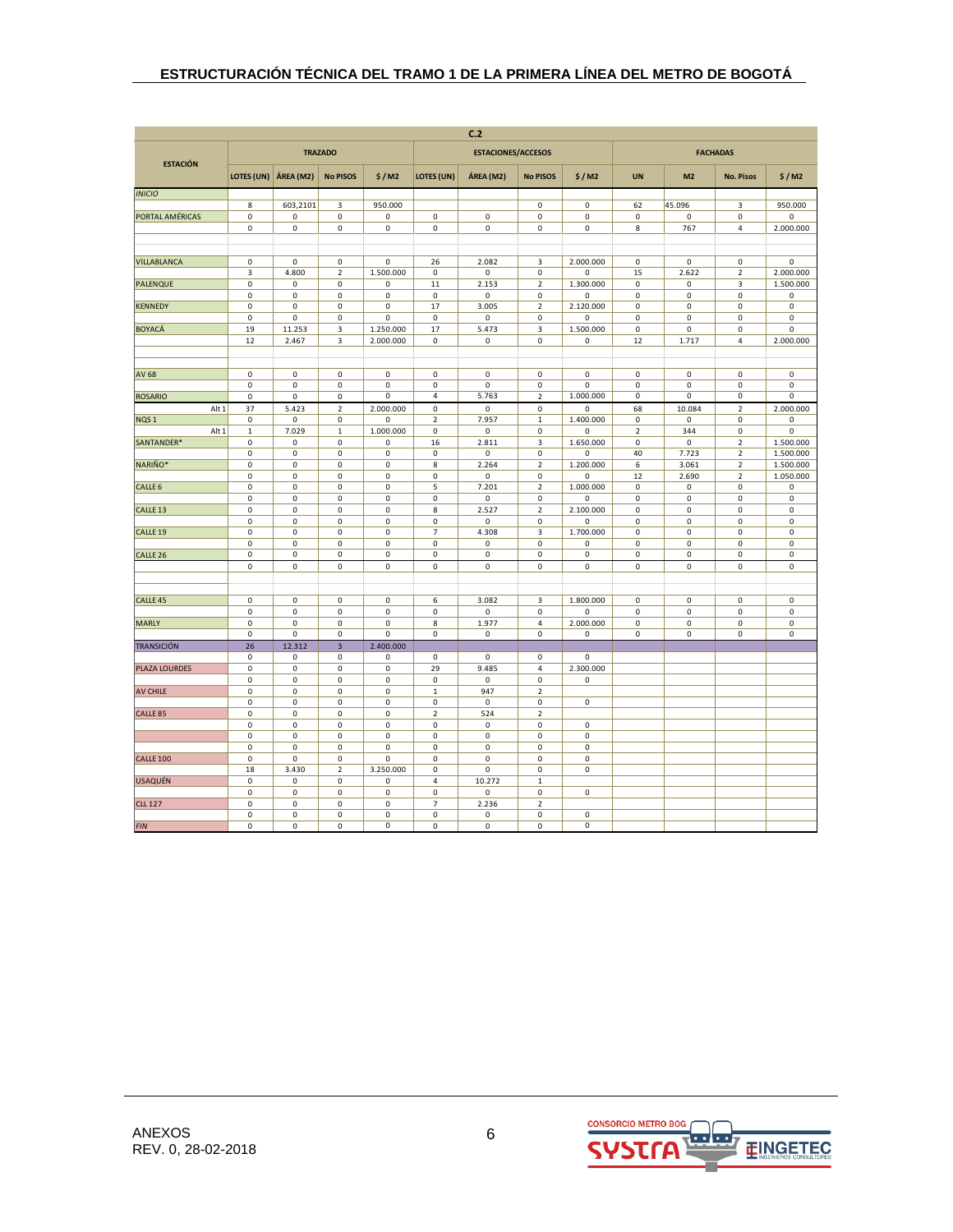| ESTACIÓN | TRAZADO | | | | ESTACIONES/ACCESOS | | | | FACHADAS | | | |
|---|---|---|---|---|---|---|---|---|---|---|---|---|
| | LOTES (UN) | ÁREA (M2) | No PISOS | $ / M2 | LOTES (UN) | ÁREA (M2) | No PISOS | $ / M2 | UN | M2 | No. Pisos | $ / M2 |
| *INICIO* | | | | | | | | | | | | |
| | 8 | 603,2101 | 3 | 950.000 | | | 0 | 0 | 62 | 45.096 | 3 | 950.000 |
| PORTAL AMÉRICAS | 0 | 0 | 0 | 0 | 0 | 0 | 0 | 0 | 0 | 0 | 0 | 0 |
| | 0 | 0 | 0 | 0 | 0 | 0 | 0 | 0 | 8 | 767 | 4 | 2.000.000 |
| | | | | | | | | | | | | |
| | | | | | | | | | | | | |
| VILLABLANCA | 0 | 0 | 0 | 0 | 26 | 2.082 | 3 | 2.000.000 | 0 | 0 | 0 | 0 |
| | 3 | 4.800 | 2 | 1.500.000 | 0 | 0 | 0 | 0 | 15 | 2.622 | 2 | 2.000.000 |
| PALENQUE | 0 | 0 | 0 | 0 | 11 | 2.153 | 2 | 1.300.000 | 0 | 0 | 3 | 1.500.000 |
| | 0 | 0 | 0 | 0 | 0 | 0 | 0 | 0 | 0 | 0 | 0 | 0 |
| KENNEDY | 0 | 0 | 0 | 0 | 17 | 3.005 | 2 | 2.120.000 | 0 | 0 | 0 | 0 |
| | 0 | 0 | 0 | 0 | 0 | 0 | 0 | 0 | 0 | 0 | 0 | 0 |
| BOYACÁ | 19 | 11.253 | 3 | 1.250.000 | 17 | 5.473 | 3 | 1.500.000 | 0 | 0 | 0 | 0 |
| | 12 | 2.467 | 3 | 2.000.000 | 0 | 0 | 0 | 0 | 12 | 1.717 | 4 | 2.000.000 |
| | | | | | | | | | | | | |
| | | | | | | | | | | | | |
| AV 68 | 0 | 0 | 0 | 0 | 0 | 0 | 0 | 0 | 0 | 0 | 0 | 0 |
| | 0 | 0 | 0 | 0 | 0 | 0 | 0 | 0 | 0 | 0 | 0 | 0 |
| ROSARIO | 0 | 0 | 0 | 0 | 4 | 5.763 | 2 | 1.000.000 | 0 | 0 | 0 | 0 |
| Alt 1 | 37 | 5.423 | 2 | 2.000.000 | 0 | 0 | 0 | 0 | 68 | 10.084 | 2 | 2.000.000 |
| NQS 1 | 0 | 0 | 0 | 0 | 2 | 7.957 | 1 | 1.400.000 | 0 | 0 | 0 | 0 |
| Alt 1 | 1 | 7.029 | 1 | 1.000.000 | 0 | 0 | 0 | 0 | 2 | 344 | 0 | 0 |
| SANTANDER* | 0 | 0 | 0 | 0 | 16 | 2.811 | 3 | 1.650.000 | 0 | 0 | 2 | 1.500.000 |
| | 0 | 0 | 0 | 0 | 0 | 0 | 0 | 0 | 40 | 7.723 | 2 | 1.500.000 |
| NARIÑO* | 0 | 0 | 0 | 0 | 8 | 2.264 | 2 | 1.200.000 | 6 | 3.061 | 2 | 1.500.000 |
| | 0 | 0 | 0 | 0 | 0 | 0 | 0 | 0 | 12 | 2.690 | 2 | 1.050.000 |
| CALLE 6 | 0 | 0 | 0 | 0 | 5 | 7.201 | 2 | 1.000.000 | 0 | 0 | 0 | 0 |
| | 0 | 0 | 0 | 0 | 0 | 0 | 0 | 0 | 0 | 0 | 0 | 0 |
| CALLE 13 | 0 | 0 | 0 | 0 | 8 | 2.527 | 2 | 2.100.000 | 0 | 0 | 0 | 0 |
| | 0 | 0 | 0 | 0 | 0 | 0 | 0 | 0 | 0 | 0 | 0 | 0 |
| CALLE 19 | 0 | 0 | 0 | 0 | 7 | 4.308 | 3 | 1.700.000 | 0 | 0 | 0 | 0 |
| | 0 | 0 | 0 | 0 | 0 | 0 | 0 | 0 | 0 | 0 | 0 | 0 |
| CALLE 26 | 0 | 0 | 0 | 0 | 0 | 0 | 0 | 0 | 0 | 0 | 0 | 0 |
| | 0 | 0 | 0 | 0 | 0 | 0 | 0 | 0 | 0 | 0 | 0 | 0 |
| | | | | | | | | | | | | |
| | | | | | | | | | | | | |
| CALLE 45 | 0 | 0 | 0 | 0 | 6 | 3.082 | 3 | 1.800.000 | 0 | 0 | 0 | 0 |
| | 0 | 0 | 0 | 0 | 0 | 0 | 0 | 0 | 0 | 0 | 0 | 0 |
| MARLY | 0 | 0 | 0 | 0 | 8 | 1.977 | 4 | 2.000.000 | 0 | 0 | 0 | 0 |
| | 0 | 0 | 0 | 0 | 0 | 0 | 0 | 0 | 0 | 0 | 0 | 0 |
| TRANSICIÓN | 26 | 12.312 | 3 | 2.400.000 | | | | | | | | |
| | 0 | 0 | 0 | 0 | 0 | 0 | 0 | 0 | | | | |
| PLAZA LOURDES | 0 | 0 | 0 | 0 | 29 | 9.485 | 4 | 2.300.000 | | | | |
| | 0 | 0 | 0 | 0 | 0 | 0 | 0 | 0 | | | | |
| AV CHILE | 0 | 0 | 0 | 0 | 1 | 947 | 2 | | | | | |
| | 0 | 0 | 0 | 0 | 0 | 0 | 0 | 0 | | | | |
| CALLE 85 | 0 | 0 | 0 | 0 | 2 | 524 | 2 | | | | | |
| | 0 | 0 | 0 | 0 | 0 | 0 | 0 | 0 | | | | |
| | 0 | 0 | 0 | 0 | 0 | 0 | 0 | 0 | | | | |
| | 0 | 0 | 0 | 0 | 0 | 0 | 0 | 0 | | | | |
| CALLE 100 | 0 | 0 | 0 | 0 | 0 | 0 | 0 | 0 | | | | |
| | 18 | 3.430 | 2 | 3.250.000 | 0 | 0 | 0 | 0 | | | | |
| USAQUÉN | 0 | 0 | 0 | 0 | 4 | 10.272 | 1 | | | | | |
| | 0 | 0 | 0 | 0 | 0 | 0 | 0 | 0 | | | | |
| CLL 127 | 0 | 0 | 0 | 0 | 7 | 2.236 | 2 | | | | | |
| | 0 | 0 | 0 | 0 | 0 | 0 | 0 | 0 | | | | |
| *FIN* | 0 | 0 | 0 | 0 | 0 | 0 | 0 | 0 | | | | |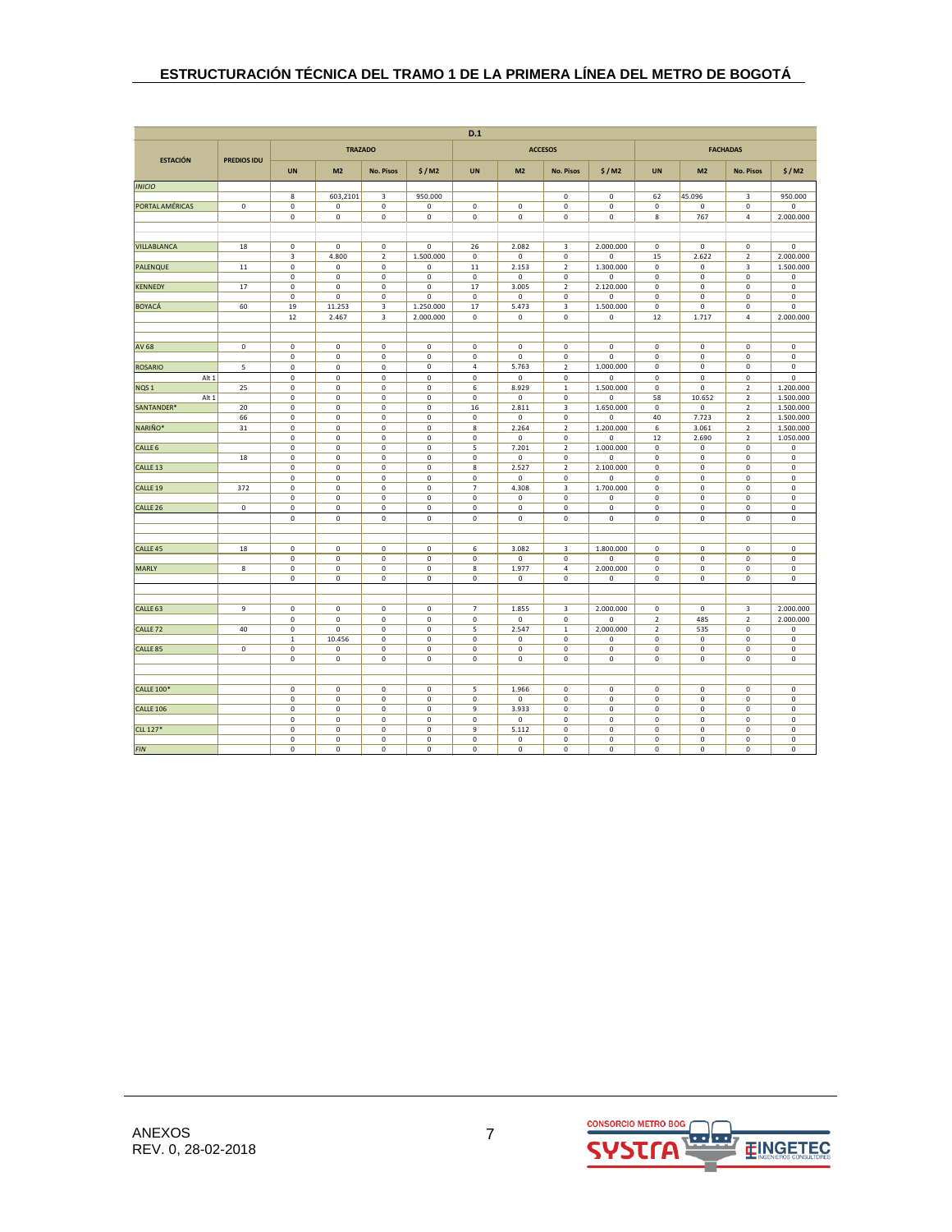| ESTACIÓN | PREDIOS IDU | TRAZADO | | | | ACCESOS | | | | FACHADAS | | | |
|---|---|---|---|---|---|---|---|---|---|---|---|---|---|
| | | UN | M2 | No. Pisos | $ / M2 | UN | M2 | No. Pisos | $ / M2 | UN | M2 | No. Pisos | $ / M2 |
| *INICIO* | | | | | | | | | | | | | |
| | | 8 | 603,2101 | 3 | 950.000 | | | 0 | 0 | 62 | 45.096 | 3 | 950.000 |
| PORTAL AMÉRICAS | 0 | 0 | 0 | 0 | 0 | 0 | 0 | 0 | 0 | 0 | 0 | 0 | 0 |
| | | 0 | 0 | 0 | 0 | 0 | 0 | 0 | 0 | 8 | 767 | 4 | 2.000.000 |
| | | | | | | | | | | | | | |
| VILLABLANCA | 18 | 0 | 0 | 0 | 0 | 26 | 2.082 | 3 | 2.000.000 | 0 | 0 | 0 | 0 |
| | | 3 | 4.800 | 2 | 1.500.000 | 0 | 0 | 0 | 0 | 15 | 2.622 | 2 | 2.000.000 |
| PALENQUE | 11 | 0 | 0 | 0 | 0 | 11 | 2.153 | 2 | 1.300.000 | 0 | 0 | 3 | 1.500.000 |
| | | 0 | 0 | 0 | 0 | 0 | 0 | 0 | 0 | 0 | 0 | 0 | 0 |
| KENNEDY | 17 | 0 | 0 | 0 | 0 | 17 | 3.005 | 2 | 2.120.000 | 0 | 0 | 0 | 0 |
| | | 0 | 0 | 0 | 0 | 0 | 0 | 0 | 0 | 0 | 0 | 0 | 0 |
| BOYACÁ | 60 | 19 | 11.253 | 3 | 1.250.000 | 17 | 5.473 | 3 | 1.500.000 | 0 | 0 | 0 | 0 |
| | | 12 | 2.467 | 3 | 2.000.000 | 0 | 0 | 0 | 0 | 12 | 1.717 | 4 | 2.000.000 |
| | | | | | | | | | | | | | |
| AV 68 | 0 | 0 | 0 | 0 | 0 | 0 | 0 | 0 | 0 | 0 | 0 | 0 | 0 |
| | | 0 | 0 | 0 | 0 | 0 | 0 | 0 | 0 | 0 | 0 | 0 | 0 |
| ROSARIO | 5 | 0 | 0 | 0 | 0 | 4 | 5.763 | 2 | 1.000.000 | 0 | 0 | 0 | 0 |
| Alt 1 | | 0 | 0 | 0 | 0 | 0 | 0 | 0 | 0 | 0 | 0 | 0 | 0 |
| NQS 1 | 25 | 0 | 0 | 0 | 0 | 6 | 8.929 | 1 | 1.500.000 | 0 | 0 | 2 | 1.200.000 |
| Alt 1 | | 0 | 0 | 0 | 0 | 0 | 0 | 0 | 0 | 58 | 10.652 | 2 | 1.500.000 |
| SANTANDER* | 20 | 0 | 0 | 0 | 0 | 16 | 2.811 | 3 | 1.650.000 | 0 | 0 | 2 | 1.500.000 |
| | 66 | 0 | 0 | 0 | 0 | 0 | 0 | 0 | 0 | 40 | 7.723 | 2 | 1.500.000 |
| NARIÑO* | 31 | 0 | 0 | 0 | 0 | 8 | 2.264 | 2 | 1.200.000 | 6 | 3.061 | 2 | 1.500.000 |
| | | 0 | 0 | 0 | 0 | 0 | 0 | 0 | 0 | 12 | 2.690 | 2 | 1.050.000 |
| CALLE 6 | | 0 | 0 | 0 | 0 | 5 | 7.201 | 2 | 1.000.000 | 0 | 0 | 0 | 0 |
| | 18 | 0 | 0 | 0 | 0 | 0 | 0 | 0 | 0 | 0 | 0 | 0 | 0 |
| CALLE 13 | | 0 | 0 | 0 | 0 | 8 | 2.527 | 2 | 2.100.000 | 0 | 0 | 0 | 0 |
| | | 0 | 0 | 0 | 0 | 0 | 0 | 0 | 0 | 0 | 0 | 0 | 0 |
| CALLE 19 | 372 | 0 | 0 | 0 | 0 | 7 | 4.308 | 3 | 1.700.000 | 0 | 0 | 0 | 0 |
| | | 0 | 0 | 0 | 0 | 0 | 0 | 0 | 0 | 0 | 0 | 0 | 0 |
| CALLE 26 | 0 | 0 | 0 | 0 | 0 | 0 | 0 | 0 | 0 | 0 | 0 | 0 | 0 |
| | | 0 | 0 | 0 | 0 | 0 | 0 | 0 | 0 | 0 | 0 | 0 | 0 |
| | | | | | | | | | | | | | |
| CALLE 45 | 18 | 0 | 0 | 0 | 0 | 6 | 3.082 | 3 | 1.800.000 | 0 | 0 | 0 | 0 |
| | | 0 | 0 | 0 | 0 | 0 | 0 | 0 | 0 | 0 | 0 | 0 | 0 |
| MARLY | 8 | 0 | 0 | 0 | 0 | 8 | 1.977 | 4 | 2.000.000 | 0 | 0 | 0 | 0 |
| | | 0 | 0 | 0 | 0 | 0 | 0 | 0 | 0 | 0 | 0 | 0 | 0 |
| | | | | | | | | | | | | | |
| CALLE 63 | 9 | 0 | 0 | 0 | 0 | 7 | 1.855 | 3 | 2.000.000 | 0 | 0 | 3 | 2.000.000 |
| | | 0 | 0 | 0 | 0 | 0 | 0 | 0 | 0 | 2 | 485 | 2 | 2.000.000 |
| CALLE 72 | 40 | 0 | 0 | 0 | 0 | 5 | 2.547 | 1 | 2.000.000 | 2 | 535 | 0 | 0 |
| | | 1 | 10.456 | 0 | 0 | 0 | 0 | 0 | 0 | 0 | 0 | 0 | 0 |
| CALLE 85 | 0 | 0 | 0 | 0 | 0 | 0 | 0 | 0 | 0 | 0 | 0 | 0 | 0 |
| | | 0 | 0 | 0 | 0 | 0 | 0 | 0 | 0 | 0 | 0 | 0 | 0 |
| | | | | | | | | | | | | | |
| CALLE 100* | | 0 | 0 | 0 | 0 | 5 | 1.966 | 0 | 0 | 0 | 0 | 0 | 0 |
| | | 0 | 0 | 0 | 0 | 0 | 0 | 0 | 0 | 0 | 0 | 0 | 0 |
| CALLE 106 | | 0 | 0 | 0 | 0 | 9 | 3.933 | 0 | 0 | 0 | 0 | 0 | 0 |
| | | 0 | 0 | 0 | 0 | 0 | 0 | 0 | 0 | 0 | 0 | 0 | 0 |
| CLL 127* | | 0 | 0 | 0 | 0 | 9 | 5.112 | 0 | 0 | 0 | 0 | 0 | 0 |
| | | 0 | 0 | 0 | 0 | 0 | 0 | 0 | 0 | 0 | 0 | 0 | 0 |
| *FIN* | | 0 | 0 | 0 | 0 | 0 | 0 | 0 | 0 | 0 | 0 | 0 | 0 |

D.1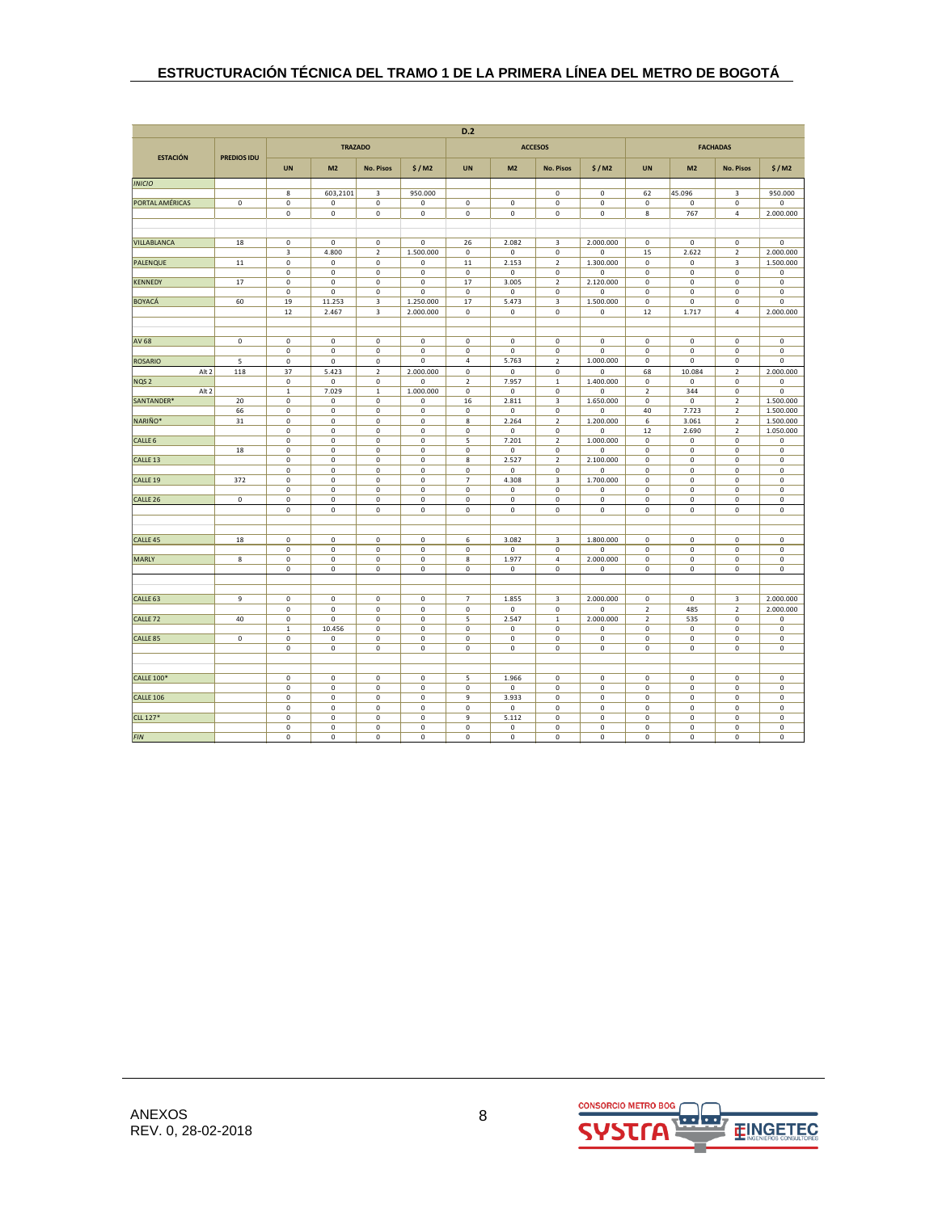| D.2 | | | | | | | | | | | | | | |
|---|---|---|---|---|---|---|---|---|---|---|---|---|---|---|
| ESTACIÓN | PREDIOS IDU | TRAZADO | | | | ACCESOS | | | | FACHADAS | | | | |
| | | UN | M2 | No. Pisos | $ / M2 | UN | M2 | No. Pisos | $ / M2 | UN | M2 | No. Pisos | $ / M2 |
| *INICIO* | | | | | | | | | | | | | |
| | | 8 | 603,2101 | 3 | 950.000 | | | 0 | 0 | 62 | 45.096 | 3 | 950.000 |
| PORTAL AMÉRICAS | 0 | 0 | 0 | 0 | 0 | 0 | 0 | 0 | 0 | 0 | 0 | 0 | 0 |
| | | 0 | 0 | 0 | 0 | 0 | 0 | 0 | 0 | 8 | 767 | 4 | 2.000.000 |
| | | | | | | | | | | | | | |
| | | | | | | | | | | | | | |
| VILLABLANCA | 18 | 0 | 0 | 0 | 0 | 26 | 2.082 | 3 | 2.000.000 | 0 | 0 | 0 | 0 |
| | | 3 | 4.800 | 2 | 1.500.000 | 0 | 0 | 0 | 0 | 15 | 2.622 | 2 | 2.000.000 |
| PALENQUE | 11 | 0 | 0 | 0 | 0 | 11 | 2.153 | 2 | 1.300.000 | 0 | 0 | 3 | 1.500.000 |
| | | 0 | 0 | 0 | 0 | 0 | 0 | 0 | 0 | 0 | 0 | 0 | 0 |
| KENNEDY | 17 | 0 | 0 | 0 | 0 | 17 | 3.005 | 2 | 2.120.000 | 0 | 0 | 0 | 0 |
| | | 0 | 0 | 0 | 0 | 0 | 0 | 0 | 0 | 0 | 0 | 0 | 0 |
| BOYACÁ | 60 | 19 | 11.253 | 3 | 1.250.000 | 17 | 5.473 | 3 | 1.500.000 | 0 | 0 | 0 | 0 |
| | | 12 | 2.467 | 3 | 2.000.000 | 0 | 0 | 0 | 0 | 12 | 1.717 | 4 | 2.000.000 |
| | | | | | | | | | | | | | |
| | | | | | | | | | | | | | |
| AV 68 | 0 | 0 | 0 | 0 | 0 | 0 | 0 | 0 | 0 | 0 | 0 | 0 | 0 |
| | | 0 | 0 | 0 | 0 | 0 | 0 | 0 | 0 | 0 | 0 | 0 | 0 |
| ROSARIO | 5 | 0 | 0 | 0 | 0 | 4 | 5.763 | 2 | 1.000.000 | 0 | 0 | 0 | 0 |
| Alt 2 | 118 | 37 | 5.423 | 2 | 2.000.000 | 0 | 0 | 0 | 0 | 68 | 10.084 | 2 | 2.000.000 |
| NQS 2 | | 0 | 0 | 0 | 0 | 2 | 7.957 | 1 | 1.400.000 | 0 | 0 | 0 | 0 |
| Alt 2 | | 1 | 7.029 | 1 | 1.000.000 | 0 | 0 | 0 | 0 | 2 | 344 | 0 | 0 |
| SANTANDER* | 20 | 0 | 0 | 0 | 0 | 16 | 2.811 | 3 | 1.650.000 | 0 | 0 | 2 | 1.500.000 |
| | 66 | 0 | 0 | 0 | 0 | 0 | 0 | 0 | 0 | 40 | 7.723 | 2 | 1.500.000 |
| NARIÑO* | 31 | 0 | 0 | 0 | 0 | 8 | 2.264 | 2 | 1.200.000 | 6 | 3.061 | 2 | 1.500.000 |
| | | 0 | 0 | 0 | 0 | 0 | 0 | 0 | 0 | 12 | 2.690 | 2 | 1.050.000 |
| CALLE 6 | | 0 | 0 | 0 | 0 | 5 | 7.201 | 2 | 1.000.000 | 0 | 0 | 0 | 0 |
| | 18 | 0 | 0 | 0 | 0 | 0 | 0 | 0 | 0 | 0 | 0 | 0 | 0 |
| CALLE 13 | | 0 | 0 | 0 | 0 | 8 | 2.527 | 2 | 2.100.000 | 0 | 0 | 0 | 0 |
| | | 0 | 0 | 0 | 0 | 0 | 0 | 0 | 0 | 0 | 0 | 0 | 0 |
| CALLE 19 | 372 | 0 | 0 | 0 | 0 | 7 | 4.308 | 3 | 1.700.000 | 0 | 0 | 0 | 0 |
| | | 0 | 0 | 0 | 0 | 0 | 0 | 0 | 0 | 0 | 0 | 0 | 0 |
| CALLE 26 | 0 | 0 | 0 | 0 | 0 | 0 | 0 | 0 | 0 | 0 | 0 | 0 | 0 |
| | | 0 | 0 | 0 | 0 | 0 | 0 | 0 | 0 | 0 | 0 | 0 | 0 |
| | | | | | | | | | | | | | |
| | | | | | | | | | | | | | |
| CALLE 45 | 18 | 0 | 0 | 0 | 0 | 6 | 3.082 | 3 | 1.800.000 | 0 | 0 | 0 | 0 |
| | | 0 | 0 | 0 | 0 | 0 | 0 | 0 | 0 | 0 | 0 | 0 | 0 |
| MARLY | 8 | 0 | 0 | 0 | 0 | 8 | 1.977 | 4 | 2.000.000 | 0 | 0 | 0 | 0 |
| | | 0 | 0 | 0 | 0 | 0 | 0 | 0 | 0 | 0 | 0 | 0 | 0 |
| | | | | | | | | | | | | | |
| | | | | | | | | | | | | | |
| CALLE 63 | 9 | 0 | 0 | 0 | 0 | 7 | 1.855 | 3 | 2.000.000 | 0 | 0 | 3 | 2.000.000 |
| | | 0 | 0 | 0 | 0 | 0 | 0 | 0 | 0 | 2 | 485 | 2 | 2.000.000 |
| CALLE 72 | 40 | 0 | 0 | 0 | 0 | 5 | 2.547 | 1 | 2.000.000 | 2 | 535 | 0 | 0 |
| | | 1 | 10.456 | 0 | 0 | 0 | 0 | 0 | 0 | 0 | 0 | 0 | 0 |
| CALLE 85 | 0 | 0 | 0 | 0 | 0 | 0 | 0 | 0 | 0 | 0 | 0 | 0 | 0 |
| | | 0 | 0 | 0 | 0 | 0 | 0 | 0 | 0 | 0 | 0 | 0 | 0 |
| | | | | | | | | | | | | | |
| | | | | | | | | | | | | | |
| CALLE 100* | | 0 | 0 | 0 | 0 | 5 | 1.966 | 0 | 0 | 0 | 0 | 0 | 0 |
| | | 0 | 0 | 0 | 0 | 0 | 0 | 0 | 0 | 0 | 0 | 0 | 0 |
| CALLE 106 | | 0 | 0 | 0 | 0 | 9 | 3.933 | 0 | 0 | 0 | 0 | 0 | 0 |
| | | 0 | 0 | 0 | 0 | 0 | 0 | 0 | 0 | 0 | 0 | 0 | 0 |
| CLL 127* | | 0 | 0 | 0 | 0 | 9 | 5.112 | 0 | 0 | 0 | 0 | 0 | 0 |
| | | 0 | 0 | 0 | 0 | 0 | 0 | 0 | 0 | 0 | 0 | 0 | 0 |
| *FIN* | | 0 | 0 | 0 | 0 | 0 | 0 | 0 | 0 | 0 | 0 | 0 | 0 |